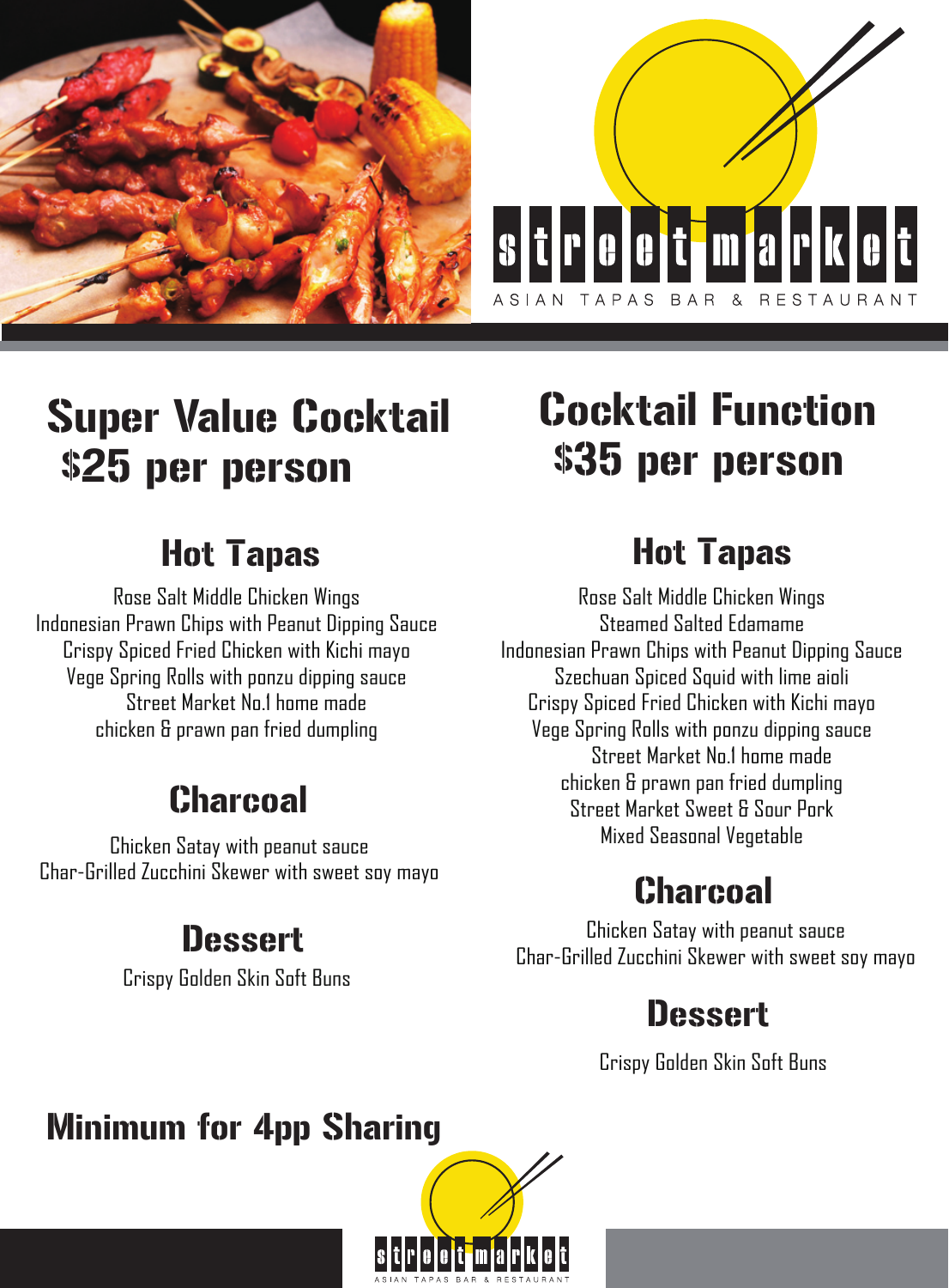street market

ASIAN TAPAS BAR & RESTAURANT

# Super Value Cocktail
# $25 per person

## Hot Tapas

Rose Salt Middle Chicken Wings
Indonesian Prawn Chips with Peanut Dipping Sauce
Crispy Spiced Fried Chicken with Kichi mayo
Vege Spring Rolls with ponzu dipping sauce
Street Market No.1 home made
chicken & prawn pan fried dumpling

## Charcoal

Chicken Satay with peanut sauce
Char-Grilled Zucchini Skewer with sweet soy mayo

## Dessert

Crispy Golden Skin Soft Buns

# Cocktail Function
# $35 per person

## Hot Tapas

Rose Salt Middle Chicken Wings
Steamed Salted Edamame
Indonesian Prawn Chips with Peanut Dipping Sauce
Szechuan Spiced Squid with lime aioli
Crispy Spiced Fried Chicken with Kichi mayo
Vege Spring Rolls with ponzu dipping sauce
Street Market No.1 home made
chicken & prawn pan fried dumpling
Street Market Sweet & Sour Pork
Mixed Seasonal Vegetable

## Charcoal

Chicken Satay with peanut sauce
Char-Grilled Zucchini Skewer with sweet soy mayo

## Dessert

Crispy Golden Skin Soft Buns

# Minimum for 4pp Sharing

street market

ASIAN TAPAS BAR & RESTAURANT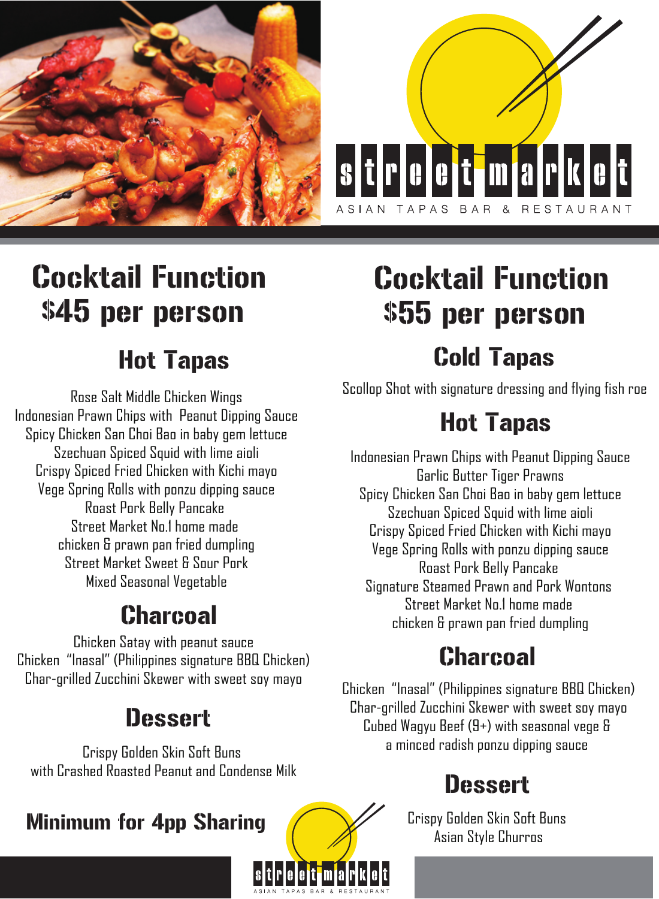street market

ASIAN TAPAS BAR & RESTAURANT

# Cocktail Function $45 per person

## Hot Tapas

Rose Salt Middle Chicken Wings
Indonesian Prawn Chips with Peanut Dipping Sauce
Spicy Chicken San Choi Bao in baby gem lettuce
Szechuan Spiced Squid with lime aioli
Crispy Spiced Fried Chicken with Kichi mayo
Vege Spring Rolls with ponzu dipping sauce
Roast Pork Belly Pancake
Street Market No.1 home made
chicken & prawn pan fried dumpling
Street Market Sweet & Sour Pork
Mixed Seasonal Vegetable

## Charcoal

Chicken Satay with peanut sauce
Chicken "Inasal" (Philippines signature BBQ Chicken)
Char-grilled Zucchini Skewer with sweet soy mayo

## Dessert

Crispy Golden Skin Soft Buns
with Crashed Roasted Peanut and Condense Milk

**Minimum for 4pp Sharing**

# Cocktail Function $55 per person

## Cold Tapas

Scollop Shot with signature dressing and flying fish roe

## Hot Tapas

Indonesian Prawn Chips with Peanut Dipping Sauce
Garlic Butter Tiger Prawns
Spicy Chicken San Choi Bao in baby gem lettuce
Szechuan Spiced Squid with lime aioli
Crispy Spiced Fried Chicken with Kichi mayo
Vege Spring Rolls with ponzu dipping sauce
Roast Pork Belly Pancake
Signature Steamed Prawn and Pork Wontons
Street Market No.1 home made
chicken & prawn pan fried dumpling

## Charcoal

Chicken "Inasal" (Philippines signature BBQ Chicken)
Char-grilled Zucchini Skewer with sweet soy mayo
Cubed Wagyu Beef (9+) with seasonal vege &
a minced radish ponzu dipping sauce

## Dessert

Crispy Golden Skin Soft Buns
Asian Style Churros

street market

ASIAN TAPAS BAR & RESTAURANT